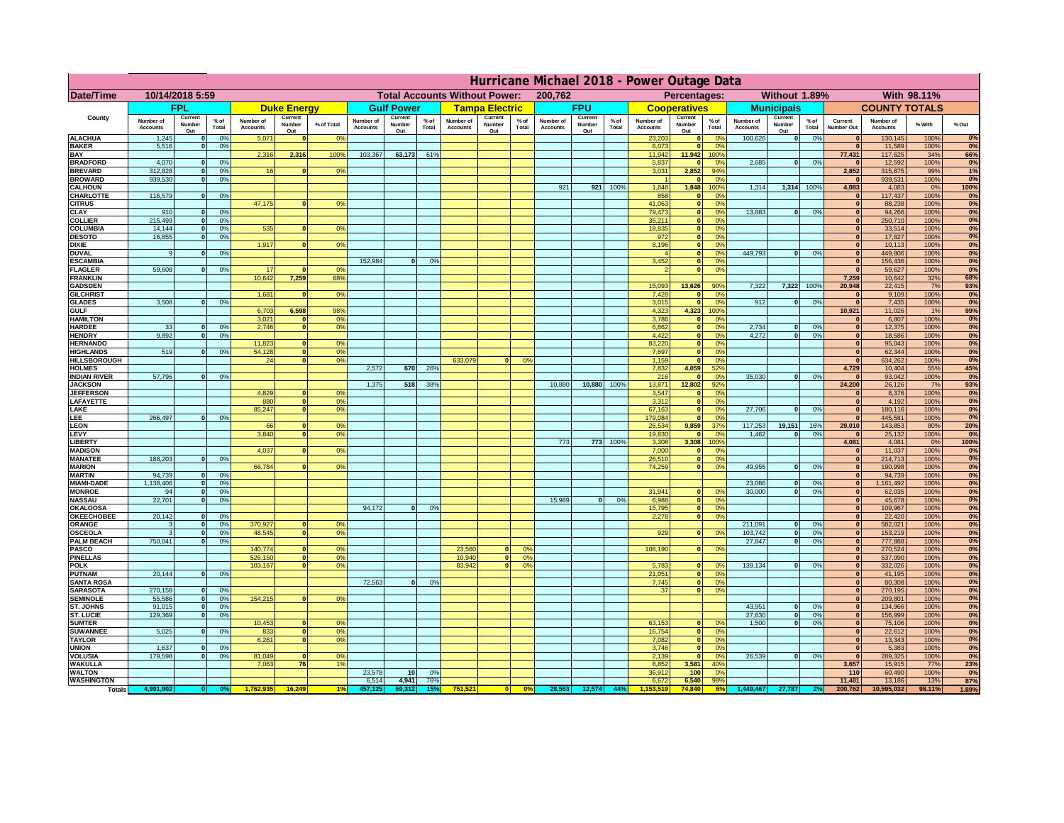# Hurricane Michael 2018 - Power Outage Data

| Date/Time | 10/14/2018 5:59 | | | Total Accounts Without Power: | | | | | | | | 200,762 | | | Percentages: | | | Without 1.89% | | | With 98.11% | | | |
|---|---|---|---|---|---|---|---|---|---|---|---|---|---|---|---|---|---|---|---|---|---|---|---|---|
| | FPL | | | Duke Energy | | | Gulf Power | | | Tampa Electric | | | FPU | | | Cooperatives | | | Municipals | | | COUNTY TOTALS | | | |
| County | Number of Accounts | Current Number Out | % of Total | Number of Accounts | Current Number Out | % of Total | Number of Accounts | Current Number Out | % of Total | Number of Accounts | Current Number Out | % of Total | Number of Accounts | Current Number Out | % of Total | Number of Accounts | Current Number Out | % of Total | Number of Accounts | Current Number Out | % of Total | Current Number Out | Number of Accounts | % With | % Out |
| ALACHUA | 1,245 | 0 | 0% | 5,071 | 0 | 0% | | | | | | | | | | 23,203 | 0 | 0% | 100,626 | 0 | 0% | 0 | 130,145 | 100% | 0% |
| BAKER | 5,516 | 0 | 0% | | | | | | | | | | | | | 6,073 | 0 | 0% | | | | 0 | 11,589 | 100% | 0% |
| BAY | | | | 2,316 | 2,316 | 100% | 103,367 | 63,173 | 61% | | | | | | | 11,942 | 11,942 | 100% | | | | 77,431 | 117,625 | 34% | 66% |
| BRADFORD | 4,070 | 0 | 0% | | | | | | | | | | | | | 5,837 | 0 | 0% | 2,685 | 0 | 0% | 0 | 12,592 | 100% | 0% |
| BREVARD | 312,828 | 0 | 0% | 16 | 0 | 0% | | | | | | | | | | 3,031 | 2,852 | 94% | | | | 2,852 | 315,875 | 99% | 1% |
| BROWARD | 939,530 | 0 | 0% | | | | | | | | | | | | | 1 | 0 | 0% | | | | 0 | 939,531 | 100% | 0% |
| CALHOUN | | | | | | | | | | | | | 921 | 921 | 100% | 1,848 | 1,848 | 100% | 1,314 | 1,314 | 100% | 4,083 | 4,083 | 0% | 100% |
| CHARLOTTE | 116,579 | 0 | 0% | | | | | | | | | | | | | 858 | 0 | 0% | | | | 0 | 117,437 | 100% | 0% |
| CITRUS | | | | 47,175 | 0 | 0% | | | | | | | | | | 41,063 | 0 | 0% | | | | 0 | 88,238 | 100% | 0% |
| CLAY | 910 | 0 | 0% | | | | | | | | | | | | | 79,473 | 0 | 0% | 13,883 | 0 | 0% | 0 | 94,266 | 100% | 0% |
| COLLIER | 215,499 | 0 | 0% | | | | | | | | | | | | | 35,211 | 0 | 0% | | | | 0 | 250,710 | 100% | 0% |
| COLUMBIA | 14,144 | 0 | 0% | 535 | 0 | 0% | | | | | | | | | | 18,835 | 0 | 0% | | | | 0 | 33,514 | 100% | 0% |
| DESOTO | 16,855 | 0 | 0% | | | | | | | | | | | | | 972 | 0 | 0% | | | | 0 | 17,827 | 100% | 0% |
| DIXIE | | | | 1,917 | 0 | 0% | | | | | | | | | | 8,196 | 0 | 0% | | | | 0 | 10,113 | 100% | 0% |
| DUVAL | 9 | 0 | 0% | | | | | | | | | | | | | 4 | 0 | 0% | 449,793 | 0 | 0% | 0 | 449,806 | 100% | 0% |
| ESCAMBIA | | | | | | | 152,984 | 0 | 0% | | | | | | | 3,452 | 0 | 0% | | | | 0 | 156,436 | 100% | 0% |
| FLAGLER | 59,608 | 0 | 0% | 17 | 0 | 0% | | | | | | | | | | 2 | 0 | 0% | | | | 0 | 59,627 | 100% | 0% |
| FRANKLIN | | | | 10,642 | 7,259 | 68% | | | | | | | | | | | | | | | | 7,259 | 10,642 | 32% | 68% |
| GADSDEN | | | | | | | | | | | | | | | | 15,093 | 13,626 | 90% | 7,322 | 7,322 | 100% | 20,948 | 22,415 | 7% | 93% |
| GILCHRIST | | | | 1,681 | 0 | 0% | | | | | | | | | | 7,428 | 0 | 0% | | | | 0 | 9,109 | 100% | 0% |
| GLADES | 3,508 | 0 | 0% | | | | | | | | | | | | | 3,015 | 0 | 0% | 912 | 0 | 0% | 0 | 7,435 | 100% | 0% |
| GULF | | | | 6,703 | 6,598 | 98% | | | | | | | | | | 4,323 | 4,323 | 100% | | | | 10,921 | 11,026 | 1% | 99% |
| HAMILTON | | | | 3,021 | 0 | 0% | | | | | | | | | | 3,786 | 0 | 0% | | | | 0 | 6,807 | 100% | 0% |
| HARDEE | 33 | 0 | 0% | 2,746 | 0 | 0% | | | | | | | | | | 6,862 | 0 | 0% | 2,734 | 0 | 0% | 0 | 12,375 | 100% | 0% |
| HENDRY | 9,892 | 0 | 0% | | | | | | | | | | | | | 4,422 | 0 | 0% | 4,272 | 0 | 0% | 0 | 18,586 | 100% | 0% |
| HERNANDO | | | | 11,823 | 0 | 0% | | | | | | | | | | 83,220 | 0 | 0% | | | | 0 | 95,043 | 100% | 0% |
| HIGHLANDS | 519 | 0 | 0% | 54,128 | 0 | 0% | | | | | | | | | | 7,697 | 0 | 0% | | | | 0 | 62,344 | 100% | 0% |
| HILLSBOROUGH | | | | 24 | 0 | 0% | | | | 633,079 | 0 | 0% | | | | 1,159 | 0 | 0% | | | | 0 | 634,262 | 100% | 0% |
| HOLMES | | | | | | | 2,572 | 670 | 26% | | | | | | | 7,832 | 4,059 | 52% | | | | 4,729 | 10,404 | 55% | 45% |
| INDIAN RIVER | 57,796 | 0 | 0% | | | | | | | | | | | | | 216 | 0 | 0% | 35,030 | 0 | 0% | 0 | 93,042 | 100% | 0% |
| JACKSON | | | | | | | 1,375 | 518 | 38% | | | | 10,880 | 10,880 | 100% | 13,871 | 12,802 | 92% | | | | 24,200 | 26,126 | 7% | 93% |
| JEFFERSON | | | | 4,829 | 0 | 0% | | | | | | | | | | 3,547 | 0 | 0% | | | | 0 | 8,376 | 100% | 0% |
| LAFAYETTE | | | | 880 | 0 | 0% | | | | | | | | | | 3,312 | 0 | 0% | | | | 0 | 4,192 | 100% | 0% |
| LAKE | | | | 85,247 | 0 | 0% | | | | | | | | | | 67,163 | 0 | 0% | 27,706 | 0 | 0% | 0 | 180,116 | 100% | 0% |
| LEE | 266,497 | 0 | 0% | | | | | | | | | | | | | 179,084 | 0 | 0% | | | | 0 | 445,581 | 100% | 0% |
| LEON | | | | 66 | 0 | 0% | | | | | | | | | | 26,534 | 9,859 | 37% | 117,253 | 19,151 | 16% | 29,010 | 143,853 | 80% | 20% |
| LEVY | | | | 3,840 | 0 | 0% | | | | | | | | | | 19,830 | 0 | 0% | 1,462 | 0 | 0% | 0 | 25,132 | 100% | 0% |
| LIBERTY | | | | | | | | | | | | | 773 | 773 | 100% | 3,308 | 3,308 | 100% | | | | 4,081 | 4,081 | 0% | 100% |
| MADISON | | | | 4,037 | 0 | 0% | | | | | | | | | | 7,000 | 0 | 0% | | | | 0 | 11,037 | 100% | 0% |
| MANATEE | 188,203 | 0 | 0% | | | | | | | | | | | | | 26,510 | 0 | 0% | | | | 0 | 214,713 | 100% | 0% |
| MARION | | | | 66,784 | 0 | 0% | | | | | | | | | | 74,259 | 0 | 0% | 49,955 | 0 | 0% | 0 | 190,998 | 100% | 0% |
| MARTIN | 94,739 | 0 | 0% | | | | | | | | | | | | | | | | | | | 0 | 94,739 | 100% | 0% |
| MIAMI-DADE | 1,138,406 | 0 | 0% | | | | | | | | | | | | | | | | 23,086 | 0 | 0% | 0 | 1,161,492 | 100% | 0% |
| MONROE | 94 | 0 | 0% | | | | | | | | | | | | | 31,941 | 0 | 0% | 30,000 | 0 | 0% | 0 | 62,035 | 100% | 0% |
| NASSAU | 22,701 | 0 | 0% | | | | | | | | | | 15,989 | 0 | 0% | 6,988 | 0 | 0% | | | | 0 | 45,678 | 100% | 0% |
| OKALOOSA | | | | | | | 94,172 | 0 | 0% | | | | | | | 15,795 | 0 | 0% | | | | 0 | 109,967 | 100% | 0% |
| OKEECHOBEE | 20,142 | 0 | 0% | | | | | | | | | | | | | 2,278 | 0 | 0% | | | | 0 | 22,420 | 100% | 0% |
| ORANGE | 3 | 0 | 0% | 370,927 | 0 | 0% | | | | | | | | | | | | | 211,091 | 0 | 0% | 0 | 582,021 | 100% | 0% |
| OSCEOLA | 3 | 0 | 0% | 48,545 | 0 | 0% | | | | | | | | | | 929 | 0 | 0% | 103,742 | 0 | 0% | 0 | 153,219 | 100% | 0% |
| PALM BEACH | 750,041 | 0 | 0% | | | | | | | | | | | | | | | | 27,847 | 0 | 0% | 0 | 777,888 | 100% | 0% |
| PASCO | | | | 140,774 | 0 | 0% | | | | 23,560 | 0 | 0% | | | | 106,190 | 0 | 0% | | | | 0 | 270,524 | 100% | 0% |
| PINELLAS | | | | 526,150 | 0 | 0% | | | | 10,940 | 0 | 0% | | | | | | | | | | 0 | 537,090 | 100% | 0% |
| POLK | | | | 103,167 | 0 | 0% | | | | 83,942 | 0 | 0% | | | | 5,783 | 0 | 0% | 139,134 | 0 | 0% | 0 | 332,026 | 100% | 0% |
| PUTNAM | 20,144 | 0 | 0% | | | | | | | | | | | | | 21,051 | 0 | 0% | | | | 0 | 41,195 | 100% | 0% |
| SANTA ROSA | | | | | | | 72,563 | 0 | 0% | | | | | | | 7,745 | 0 | 0% | | | | 0 | 80,308 | 100% | 0% |
| SARASOTA | 270,158 | 0 | 0% | | | | | | | | | | | | | 37 | 0 | 0% | | | | 0 | 270,195 | 100% | 0% |
| SEMINOLE | 55,586 | 0 | 0% | 154,215 | 0 | 0% | | | | | | | | | | | | | | | | 0 | 209,801 | 100% | 0% |
| ST. JOHNS | 91,015 | 0 | 0% | | | | | | | | | | | | | | | | 43,951 | 0 | 0% | 0 | 134,966 | 100% | 0% |
| ST. LUCIE | 129,369 | 0 | 0% | | | | | | | | | | | | | | | | 27,630 | 0 | 0% | 0 | 156,999 | 100% | 0% |
| SUMTER | | | | 10,453 | 0 | 0% | | | | | | | | | | 63,153 | 0 | 0% | 1,500 | 0 | 0% | 0 | 75,106 | 100% | 0% |
| SUWANNEE | 5,025 | 0 | 0% | 833 | 0 | 0% | | | | | | | | | | 16,754 | 0 | 0% | | | | 0 | 22,612 | 100% | 0% |
| TAYLOR | | | | 6,261 | 0 | 0% | | | | | | | | | | 7,082 | 0 | 0% | | | | 0 | 13,343 | 100% | 0% |
| UNION | 1,637 | 0 | 0% | | | | | | | | | | | | | 3,746 | 0 | 0% | | | | 0 | 5,383 | 100% | 0% |
| VOLUSIA | 179,598 | 0 | 0% | 81,049 | 0 | 0% | | | | | | | | | | 2,139 | 0 | 0% | 26,539 | 0 | 0% | 0 | 289,325 | 100% | 0% |
| WAKULLA | | | | 7,063 | 76 | 1% | | | | | | | | | | 8,852 | 3,581 | 40% | | | | 3,657 | 15,915 | 77% | 23% |
| WALTON | | | | | | | 23,578 | 10 | 0% | | | | | | | 36,912 | 100 | 0% | | | | 110 | 60,490 | 100% | 0% |
| WASHINGTON | | | | | | | 6,514 | 4,941 | 76% | | | | | | | 6,672 | 6,540 | 98% | | | | 11,481 | 13,186 | 13% | 87% |
| Totals | 4,991,902 | 0 | 0% | 1,762,935 | 16,249 | 1% | 457,125 | 69,312 | 15% | 751,521 | 0 | 0% | 28,563 | 12,574 | 44% | 1,153,519 | 74,840 | 6% | 1,449,467 | 27,787 | 2% | 200,762 | 10,595,032 | 98.11% | 1.89% |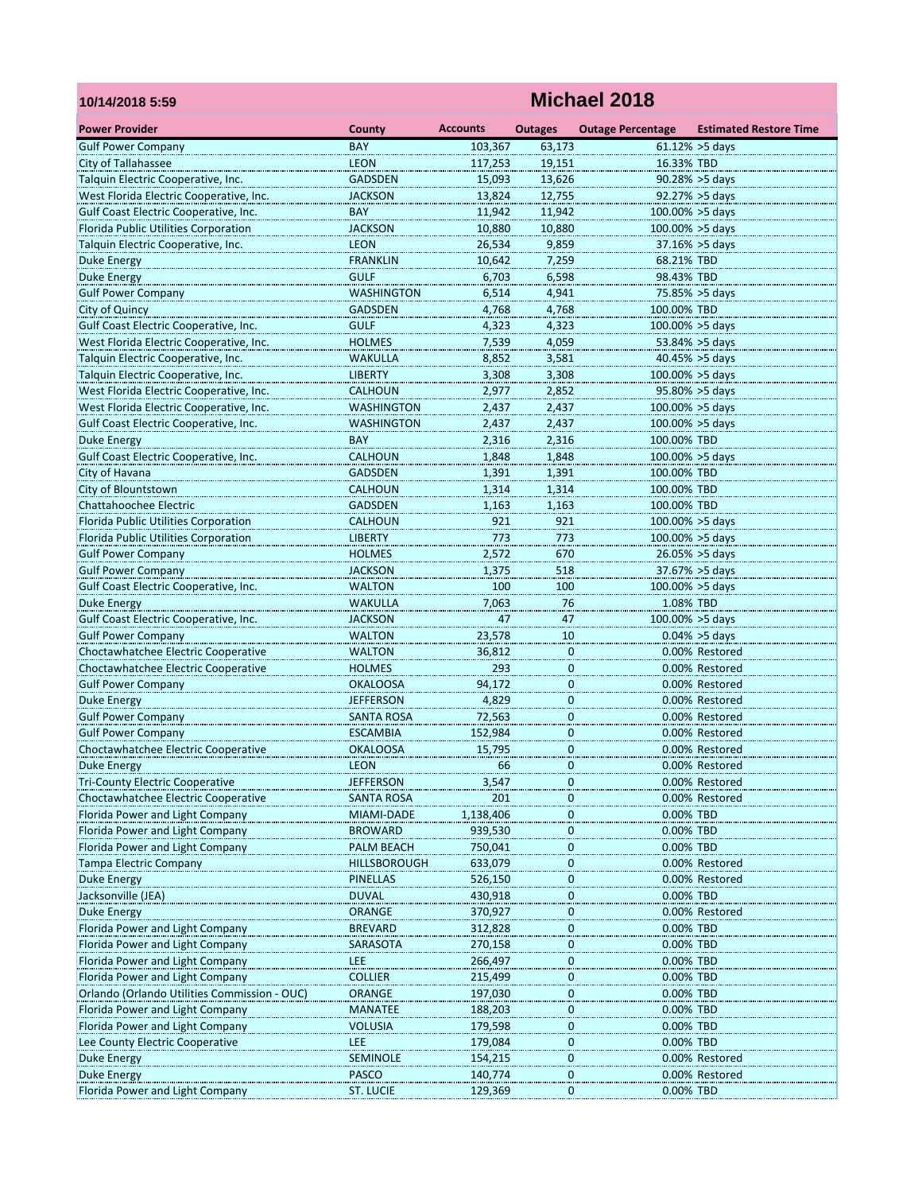**10/14/2018 5:59**

# Michael 2018

| Power Provider | County | Accounts | Outages | Outage Percentage | Estimated Restore Time |
|---|---|---|---|---|---|
| Gulf Power Company | BAY | 103,367 | 63,173 | 61.12% | >5 days |
| City of Tallahassee | LEON | 117,253 | 19,151 | 16.33% | TBD |
| Talquin Electric Cooperative, Inc. | GADSDEN | 15,093 | 13,626 | 90.28% | >5 days |
| West Florida Electric Cooperative, Inc. | JACKSON | 13,824 | 12,755 | 92.27% | >5 days |
| Gulf Coast Electric Cooperative, Inc. | BAY | 11,942 | 11,942 | 100.00% | >5 days |
| Florida Public Utilities Corporation | JACKSON | 10,880 | 10,880 | 100.00% | >5 days |
| Talquin Electric Cooperative, Inc. | LEON | 26,534 | 9,859 | 37.16% | >5 days |
| Duke Energy | FRANKLIN | 10,642 | 7,259 | 68.21% | TBD |
| Duke Energy | GULF | 6,703 | 6,598 | 98.43% | TBD |
| Gulf Power Company | WASHINGTON | 6,514 | 4,941 | 75.85% | >5 days |
| City of Quincy | GADSDEN | 4,768 | 4,768 | 100.00% | TBD |
| Gulf Coast Electric Cooperative, Inc. | GULF | 4,323 | 4,323 | 100.00% | >5 days |
| West Florida Electric Cooperative, Inc. | HOLMES | 7,539 | 4,059 | 53.84% | >5 days |
| Talquin Electric Cooperative, Inc. | WAKULLA | 8,852 | 3,581 | 40.45% | >5 days |
| Talquin Electric Cooperative, Inc. | LIBERTY | 3,308 | 3,308 | 100.00% | >5 days |
| West Florida Electric Cooperative, Inc. | CALHOUN | 2,977 | 2,852 | 95.80% | >5 days |
| West Florida Electric Cooperative, Inc. | WASHINGTON | 2,437 | 2,437 | 100.00% | >5 days |
| Gulf Coast Electric Cooperative, Inc. | WASHINGTON | 2,437 | 2,437 | 100.00% | >5 days |
| Duke Energy | BAY | 2,316 | 2,316 | 100.00% | TBD |
| Gulf Coast Electric Cooperative, Inc. | CALHOUN | 1,848 | 1,848 | 100.00% | >5 days |
| City of Havana | GADSDEN | 1,391 | 1,391 | 100.00% | TBD |
| City of Blountstown | CALHOUN | 1,314 | 1,314 | 100.00% | TBD |
| Chattahoochee Electric | GADSDEN | 1,163 | 1,163 | 100.00% | TBD |
| Florida Public Utilities Corporation | CALHOUN | 921 | 921 | 100.00% | >5 days |
| Florida Public Utilities Corporation | LIBERTY | 773 | 773 | 100.00% | >5 days |
| Gulf Power Company | HOLMES | 2,572 | 670 | 26.05% | >5 days |
| Gulf Power Company | JACKSON | 1,375 | 518 | 37.67% | >5 days |
| Gulf Coast Electric Cooperative, Inc. | WALTON | 100 | 100 | 100.00% | >5 days |
| Duke Energy | WAKULLA | 7,063 | 76 | 1.08% | TBD |
| Gulf Coast Electric Cooperative, Inc. | JACKSON | 47 | 47 | 100.00% | >5 days |
| Gulf Power Company | WALTON | 23,578 | 10 | 0.04% | >5 days |
| Choctawhatchee Electric Cooperative | WALTON | 36,812 | 0 | 0.00% | Restored |
| Choctawhatchee Electric Cooperative | HOLMES | 293 | 0 | 0.00% | Restored |
| Gulf Power Company | OKALOOSA | 94,172 | 0 | 0.00% | Restored |
| Duke Energy | JEFFERSON | 4,829 | 0 | 0.00% | Restored |
| Gulf Power Company | SANTA ROSA | 72,563 | 0 | 0.00% | Restored |
| Gulf Power Company | ESCAMBIA | 152,984 | 0 | 0.00% | Restored |
| Choctawhatchee Electric Cooperative | OKALOOSA | 15,795 | 0 | 0.00% | Restored |
| Duke Energy | LEON | 66 | 0 | 0.00% | Restored |
| Tri-County Electric Cooperative | JEFFERSON | 3,547 | 0 | 0.00% | Restored |
| Choctawhatchee Electric Cooperative | SANTA ROSA | 201 | 0 | 0.00% | Restored |
| Florida Power and Light Company | MIAMI-DADE | 1,138,406 | 0 | 0.00% | TBD |
| Florida Power and Light Company | BROWARD | 939,530 | 0 | 0.00% | TBD |
| Florida Power and Light Company | PALM BEACH | 750,041 | 0 | 0.00% | TBD |
| Tampa Electric Company | HILLSBOROUGH | 633,079 | 0 | 0.00% | Restored |
| Duke Energy | PINELLAS | 526,150 | 0 | 0.00% | Restored |
| Jacksonville (JEA) | DUVAL | 430,918 | 0 | 0.00% | TBD |
| Duke Energy | ORANGE | 370,927 | 0 | 0.00% | Restored |
| Florida Power and Light Company | BREVARD | 312,828 | 0 | 0.00% | TBD |
| Florida Power and Light Company | SARASOTA | 270,158 | 0 | 0.00% | TBD |
| Florida Power and Light Company | LEE | 266,497 | 0 | 0.00% | TBD |
| Florida Power and Light Company | COLLIER | 215,499 | 0 | 0.00% | TBD |
| Orlando (Orlando Utilities Commission - OUC) | ORANGE | 197,030 | 0 | 0.00% | TBD |
| Florida Power and Light Company | MANATEE | 188,203 | 0 | 0.00% | TBD |
| Florida Power and Light Company | VOLUSIA | 179,598 | 0 | 0.00% | TBD |
| Lee County Electric Cooperative | LEE | 179,084 | 0 | 0.00% | TBD |
| Duke Energy | SEMINOLE | 154,215 | 0 | 0.00% | Restored |
| Duke Energy | PASCO | 140,774 | 0 | 0.00% | Restored |
| Florida Power and Light Company | ST. LUCIE | 129,369 | 0 | 0.00% | TBD |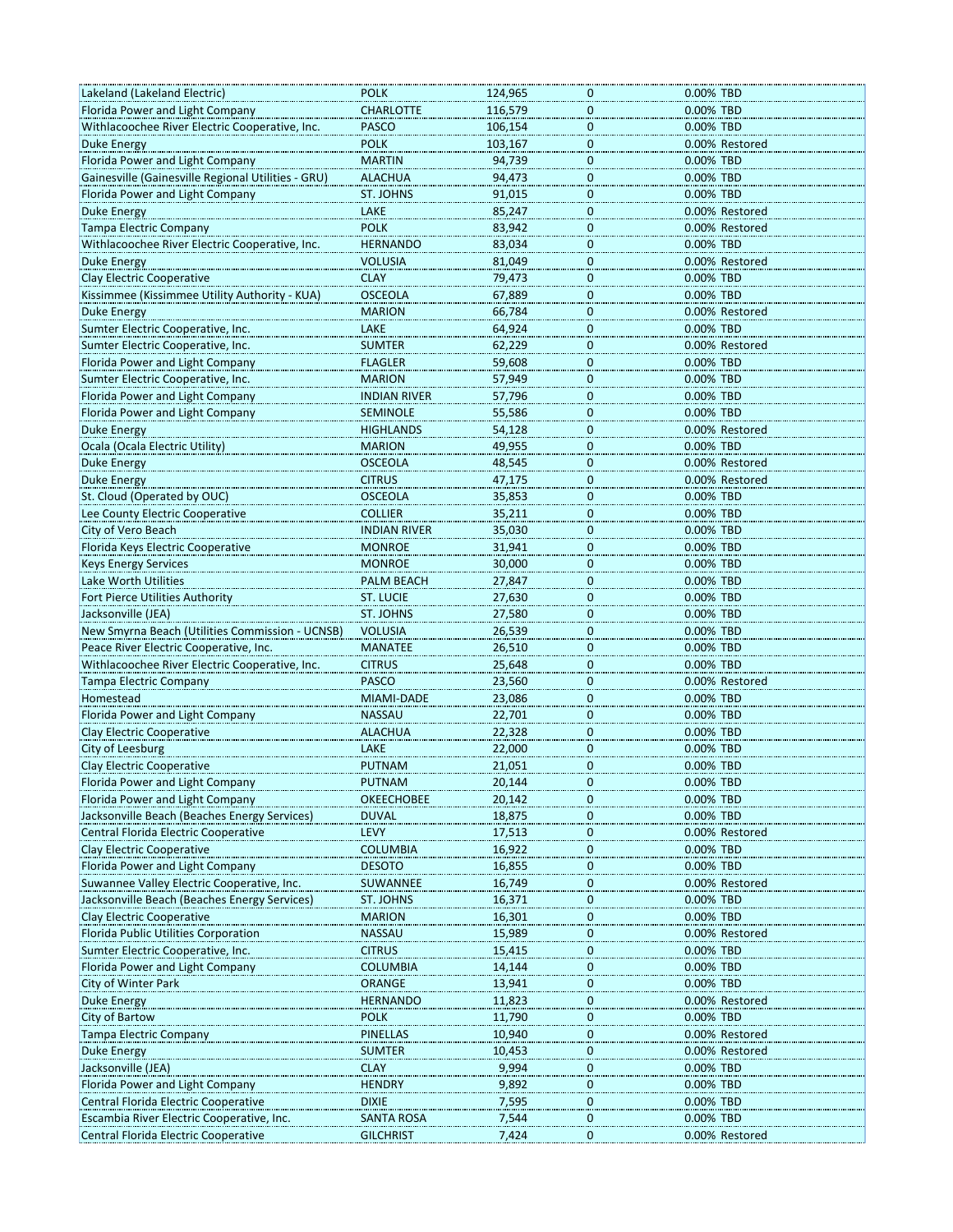| | | | | | |
|---|---|---|---|---|---|
| Lakeland (Lakeland Electric) | POLK | 124,965 | 0 | 0.00% | TBD |
| Florida Power and Light Company | CHARLOTTE | 116,579 | 0 | 0.00% | TBD |
| Withlacoochee River Electric Cooperative, Inc. | PASCO | 106,154 | 0 | 0.00% | TBD |
| Duke Energy | POLK | 103,167 | 0 | 0.00% | Restored |
| Florida Power and Light Company | MARTIN | 94,739 | 0 | 0.00% | TBD |
| Gainesville (Gainesville Regional Utilities - GRU) | ALACHUA | 94,473 | 0 | 0.00% | TBD |
| Florida Power and Light Company | ST. JOHNS | 91,015 | 0 | 0.00% | TBD |
| Duke Energy | LAKE | 85,247 | 0 | 0.00% | Restored |
| Tampa Electric Company | POLK | 83,942 | 0 | 0.00% | Restored |
| Withlacoochee River Electric Cooperative, Inc. | HERNANDO | 83,034 | 0 | 0.00% | TBD |
| Duke Energy | VOLUSIA | 81,049 | 0 | 0.00% | Restored |
| Clay Electric Cooperative | CLAY | 79,473 | 0 | 0.00% | TBD |
| Kissimmee (Kissimmee Utility Authority - KUA) | OSCEOLA | 67,889 | 0 | 0.00% | TBD |
| Duke Energy | MARION | 66,784 | 0 | 0.00% | Restored |
| Sumter Electric Cooperative, Inc. | LAKE | 64,924 | 0 | 0.00% | TBD |
| Sumter Electric Cooperative, Inc. | SUMTER | 62,229 | 0 | 0.00% | Restored |
| Florida Power and Light Company | FLAGLER | 59,608 | 0 | 0.00% | TBD |
| Sumter Electric Cooperative, Inc. | MARION | 57,949 | 0 | 0.00% | TBD |
| Florida Power and Light Company | INDIAN RIVER | 57,796 | 0 | 0.00% | TBD |
| Florida Power and Light Company | SEMINOLE | 55,586 | 0 | 0.00% | TBD |
| Duke Energy | HIGHLANDS | 54,128 | 0 | 0.00% | Restored |
| Ocala (Ocala Electric Utility) | MARION | 49,955 | 0 | 0.00% | TBD |
| Duke Energy | OSCEOLA | 48,545 | 0 | 0.00% | Restored |
| Duke Energy | CITRUS | 47,175 | 0 | 0.00% | Restored |
| St. Cloud (Operated by OUC) | OSCEOLA | 35,853 | 0 | 0.00% | TBD |
| Lee County Electric Cooperative | COLLIER | 35,211 | 0 | 0.00% | TBD |
| City of Vero Beach | INDIAN RIVER | 35,030 | 0 | 0.00% | TBD |
| Florida Keys Electric Cooperative | MONROE | 31,941 | 0 | 0.00% | TBD |
| Keys Energy Services | MONROE | 30,000 | 0 | 0.00% | TBD |
| Lake Worth Utilities | PALM BEACH | 27,847 | 0 | 0.00% | TBD |
| Fort Pierce Utilities Authority | ST. LUCIE | 27,630 | 0 | 0.00% | TBD |
| Jacksonville (JEA) | ST. JOHNS | 27,580 | 0 | 0.00% | TBD |
| New Smyrna Beach (Utilities Commission - UCNSB) | VOLUSIA | 26,539 | 0 | 0.00% | TBD |
| Peace River Electric Cooperative, Inc. | MANATEE | 26,510 | 0 | 0.00% | TBD |
| Withlacoochee River Electric Cooperative, Inc. | CITRUS | 25,648 | 0 | 0.00% | TBD |
| Tampa Electric Company | PASCO | 23,560 | 0 | 0.00% | Restored |
| Homestead | MIAMI-DADE | 23,086 | 0 | 0.00% | TBD |
| Florida Power and Light Company | NASSAU | 22,701 | 0 | 0.00% | TBD |
| Clay Electric Cooperative | ALACHUA | 22,328 | 0 | 0.00% | TBD |
| City of Leesburg | LAKE | 22,000 | 0 | 0.00% | TBD |
| Clay Electric Cooperative | PUTNAM | 21,051 | 0 | 0.00% | TBD |
| Florida Power and Light Company | PUTNAM | 20,144 | 0 | 0.00% | TBD |
| Florida Power and Light Company | OKEECHOBEE | 20,142 | 0 | 0.00% | TBD |
| Jacksonville Beach (Beaches Energy Services) | DUVAL | 18,875 | 0 | 0.00% | TBD |
| Central Florida Electric Cooperative | LEVY | 17,513 | 0 | 0.00% | Restored |
| Clay Electric Cooperative | COLUMBIA | 16,922 | 0 | 0.00% | TBD |
| Florida Power and Light Company | DESOTO | 16,855 | 0 | 0.00% | TBD |
| Suwannee Valley Electric Cooperative, Inc. | SUWANNEE | 16,749 | 0 | 0.00% | Restored |
| Jacksonville Beach (Beaches Energy Services) | ST. JOHNS | 16,371 | 0 | 0.00% | TBD |
| Clay Electric Cooperative | MARION | 16,301 | 0 | 0.00% | TBD |
| Florida Public Utilities Corporation | NASSAU | 15,989 | 0 | 0.00% | Restored |
| Sumter Electric Cooperative, Inc. | CITRUS | 15,415 | 0 | 0.00% | TBD |
| Florida Power and Light Company | COLUMBIA | 14,144 | 0 | 0.00% | TBD |
| City of Winter Park | ORANGE | 13,941 | 0 | 0.00% | TBD |
| Duke Energy | HERNANDO | 11,823 | 0 | 0.00% | Restored |
| City of Bartow | POLK | 11,790 | 0 | 0.00% | TBD |
| Tampa Electric Company | PINELLAS | 10,940 | 0 | 0.00% | Restored |
| Duke Energy | SUMTER | 10,453 | 0 | 0.00% | Restored |
| Jacksonville (JEA) | CLAY | 9,994 | 0 | 0.00% | TBD |
| Florida Power and Light Company | HENDRY | 9,892 | 0 | 0.00% | TBD |
| Central Florida Electric Cooperative | DIXIE | 7,595 | 0 | 0.00% | TBD |
| Escambia River Electric Cooperative, Inc. | SANTA ROSA | 7,544 | 0 | 0.00% | TBD |
| Central Florida Electric Cooperative | GILCHRIST | 7,424 | 0 | 0.00% | Restored |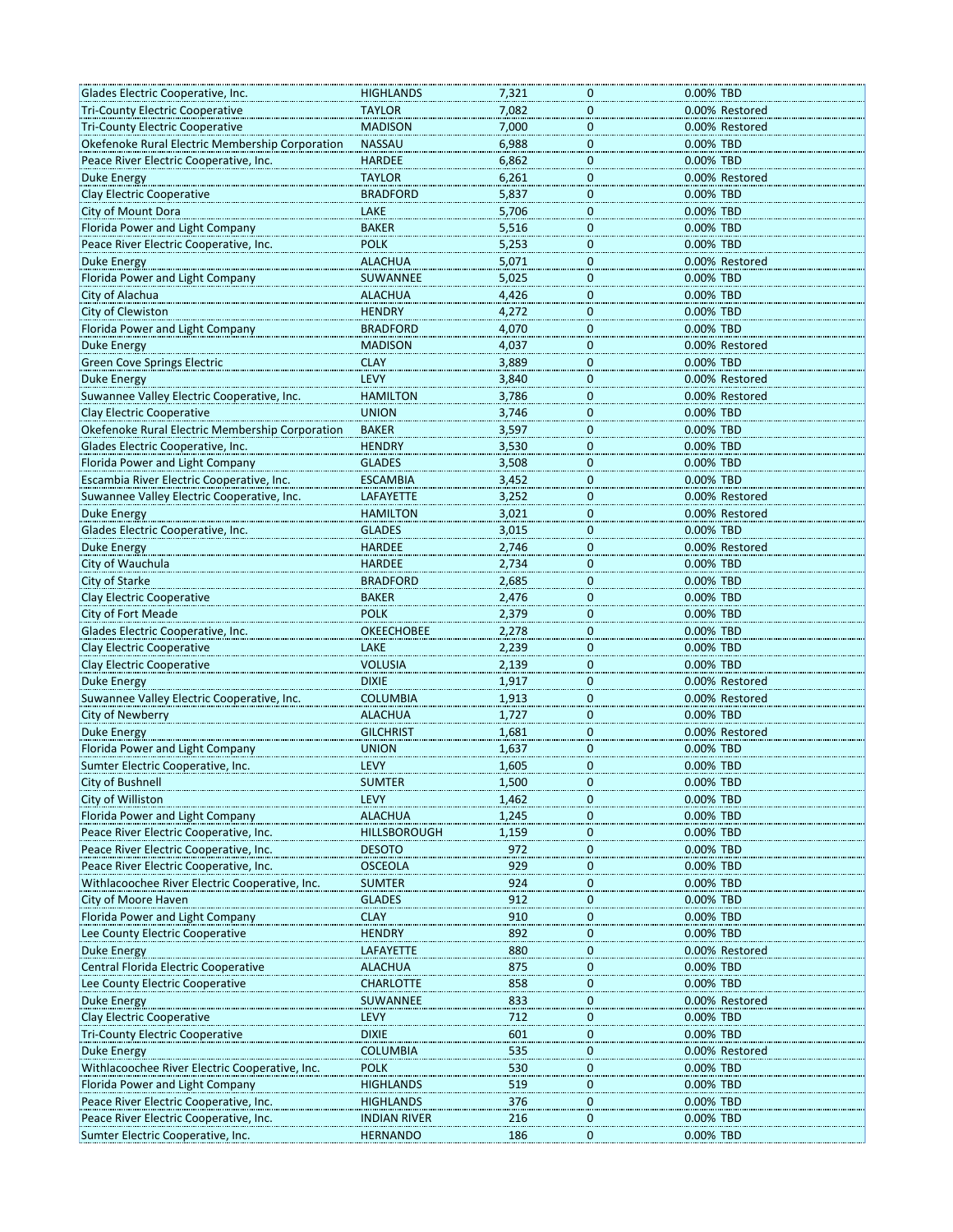| | | | | | |
|---|---|---|---|---|---|
| Glades Electric Cooperative, Inc. | HIGHLANDS | 7,321 | 0 | 0.00% | TBD |
| Tri-County Electric Cooperative | TAYLOR | 7,082 | 0 | 0.00% | Restored |
| Tri-County Electric Cooperative | MADISON | 7,000 | 0 | 0.00% | Restored |
| Okefenoke Rural Electric Membership Corporation | NASSAU | 6,988 | 0 | 0.00% | TBD |
| Peace River Electric Cooperative, Inc. | HARDEE | 6,862 | 0 | 0.00% | TBD |
| Duke Energy | TAYLOR | 6,261 | 0 | 0.00% | Restored |
| Clay Electric Cooperative | BRADFORD | 5,837 | 0 | 0.00% | TBD |
| City of Mount Dora | LAKE | 5,706 | 0 | 0.00% | TBD |
| Florida Power and Light Company | BAKER | 5,516 | 0 | 0.00% | TBD |
| Peace River Electric Cooperative, Inc. | POLK | 5,253 | 0 | 0.00% | TBD |
| Duke Energy | ALACHUA | 5,071 | 0 | 0.00% | Restored |
| Florida Power and Light Company | SUWANNEE | 5,025 | 0 | 0.00% | TBD |
| City of Alachua | ALACHUA | 4,426 | 0 | 0.00% | TBD |
| City of Clewiston | HENDRY | 4,272 | 0 | 0.00% | TBD |
| Florida Power and Light Company | BRADFORD | 4,070 | 0 | 0.00% | TBD |
| Duke Energy | MADISON | 4,037 | 0 | 0.00% | Restored |
| Green Cove Springs Electric | CLAY | 3,889 | 0 | 0.00% | TBD |
| Duke Energy | LEVY | 3,840 | 0 | 0.00% | Restored |
| Suwannee Valley Electric Cooperative, Inc. | HAMILTON | 3,786 | 0 | 0.00% | Restored |
| Clay Electric Cooperative | UNION | 3,746 | 0 | 0.00% | TBD |
| Okefenoke Rural Electric Membership Corporation | BAKER | 3,597 | 0 | 0.00% | TBD |
| Glades Electric Cooperative, Inc. | HENDRY | 3,530 | 0 | 0.00% | TBD |
| Florida Power and Light Company | GLADES | 3,508 | 0 | 0.00% | TBD |
| Escambia River Electric Cooperative, Inc. | ESCAMBIA | 3,452 | 0 | 0.00% | TBD |
| Suwannee Valley Electric Cooperative, Inc. | LAFAYETTE | 3,252 | 0 | 0.00% | Restored |
| Duke Energy | HAMILTON | 3,021 | 0 | 0.00% | Restored |
| Glades Electric Cooperative, Inc. | GLADES | 3,015 | 0 | 0.00% | TBD |
| Duke Energy | HARDEE | 2,746 | 0 | 0.00% | Restored |
| City of Wauchula | HARDEE | 2,734 | 0 | 0.00% | TBD |
| City of Starke | BRADFORD | 2,685 | 0 | 0.00% | TBD |
| Clay Electric Cooperative | BAKER | 2,476 | 0 | 0.00% | TBD |
| City of Fort Meade | POLK | 2,379 | 0 | 0.00% | TBD |
| Glades Electric Cooperative, Inc. | OKEECHOBEE | 2,278 | 0 | 0.00% | TBD |
| Clay Electric Cooperative | LAKE | 2,239 | 0 | 0.00% | TBD |
| Clay Electric Cooperative | VOLUSIA | 2,139 | 0 | 0.00% | TBD |
| Duke Energy | DIXIE | 1,917 | 0 | 0.00% | Restored |
| Suwannee Valley Electric Cooperative, Inc. | COLUMBIA | 1,913 | 0 | 0.00% | Restored |
| City of Newberry | ALACHUA | 1,727 | 0 | 0.00% | TBD |
| Duke Energy | GILCHRIST | 1,681 | 0 | 0.00% | Restored |
| Florida Power and Light Company | UNION | 1,637 | 0 | 0.00% | TBD |
| Sumter Electric Cooperative, Inc. | LEVY | 1,605 | 0 | 0.00% | TBD |
| City of Bushnell | SUMTER | 1,500 | 0 | 0.00% | TBD |
| City of Williston | LEVY | 1,462 | 0 | 0.00% | TBD |
| Florida Power and Light Company | ALACHUA | 1,245 | 0 | 0.00% | TBD |
| Peace River Electric Cooperative, Inc. | HILLSBOROUGH | 1,159 | 0 | 0.00% | TBD |
| Peace River Electric Cooperative, Inc. | DESOTO | 972 | 0 | 0.00% | TBD |
| Peace River Electric Cooperative, Inc. | OSCEOLA | 929 | 0 | 0.00% | TBD |
| Withlacoochee River Electric Cooperative, Inc. | SUMTER | 924 | 0 | 0.00% | TBD |
| City of Moore Haven | GLADES | 912 | 0 | 0.00% | TBD |
| Florida Power and Light Company | CLAY | 910 | 0 | 0.00% | TBD |
| Lee County Electric Cooperative | HENDRY | 892 | 0 | 0.00% | TBD |
| Duke Energy | LAFAYETTE | 880 | 0 | 0.00% | Restored |
| Central Florida Electric Cooperative | ALACHUA | 875 | 0 | 0.00% | TBD |
| Lee County Electric Cooperative | CHARLOTTE | 858 | 0 | 0.00% | TBD |
| Duke Energy | SUWANNEE | 833 | 0 | 0.00% | Restored |
| Clay Electric Cooperative | LEVY | 712 | 0 | 0.00% | TBD |
| Tri-County Electric Cooperative | DIXIE | 601 | 0 | 0.00% | TBD |
| Duke Energy | COLUMBIA | 535 | 0 | 0.00% | Restored |
| Withlacoochee River Electric Cooperative, Inc. | POLK | 530 | 0 | 0.00% | TBD |
| Florida Power and Light Company | HIGHLANDS | 519 | 0 | 0.00% | TBD |
| Peace River Electric Cooperative, Inc. | HIGHLANDS | 376 | 0 | 0.00% | TBD |
| Peace River Electric Cooperative, Inc. | INDIAN RIVER | 216 | 0 | 0.00% | TBD |
| Sumter Electric Cooperative, Inc. | HERNANDO | 186 | 0 | 0.00% | TBD |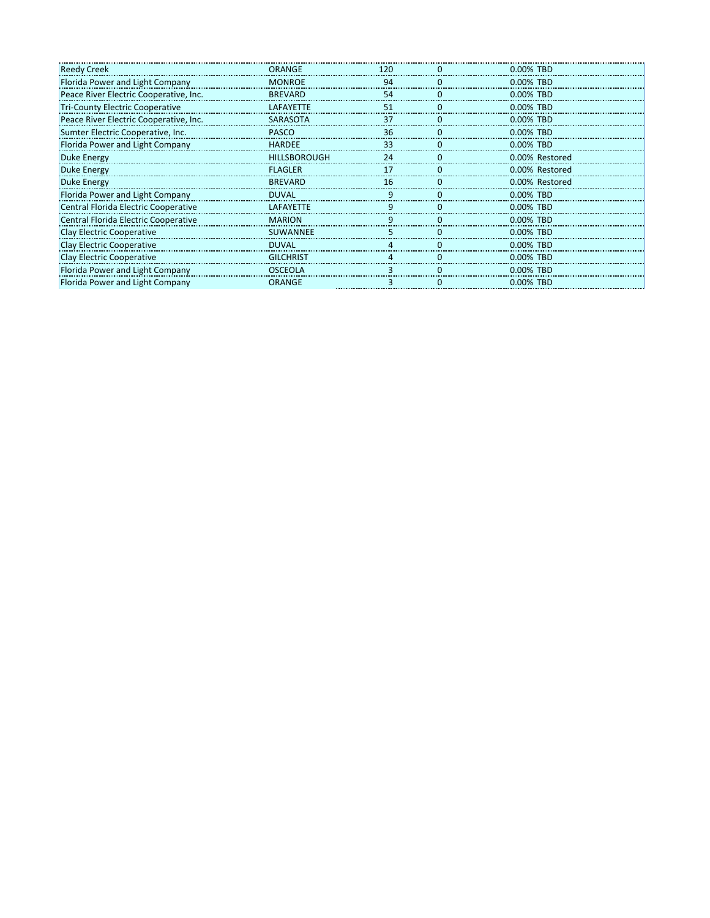| | | | | | |
|---|---|---|---|---|---|
| Reedy Creek | ORANGE | 120 | 0 | 0.00% | TBD |
| Florida Power and Light Company | MONROE | 94 | 0 | 0.00% | TBD |
| Peace River Electric Cooperative, Inc. | BREVARD | 54 | 0 | 0.00% | TBD |
| Tri-County Electric Cooperative | LAFAYETTE | 51 | 0 | 0.00% | TBD |
| Peace River Electric Cooperative, Inc. | SARASOTA | 37 | 0 | 0.00% | TBD |
| Sumter Electric Cooperative, Inc. | PASCO | 36 | 0 | 0.00% | TBD |
| Florida Power and Light Company | HARDEE | 33 | 0 | 0.00% | TBD |
| Duke Energy | HILLSBOROUGH | 24 | 0 | 0.00% | Restored |
| Duke Energy | FLAGLER | 17 | 0 | 0.00% | Restored |
| Duke Energy | BREVARD | 16 | 0 | 0.00% | Restored |
| Florida Power and Light Company | DUVAL | 9 | 0 | 0.00% | TBD |
| Central Florida Electric Cooperative | LAFAYETTE | 9 | 0 | 0.00% | TBD |
| Central Florida Electric Cooperative | MARION | 9 | 0 | 0.00% | TBD |
| Clay Electric Cooperative | SUWANNEE | 5 | 0 | 0.00% | TBD |
| Clay Electric Cooperative | DUVAL | 4 | 0 | 0.00% | TBD |
| Clay Electric Cooperative | GILCHRIST | 4 | 0 | 0.00% | TBD |
| Florida Power and Light Company | OSCEOLA | 3 | 0 | 0.00% | TBD |
| Florida Power and Light Company | ORANGE | 3 | 0 | 0.00% | TBD |